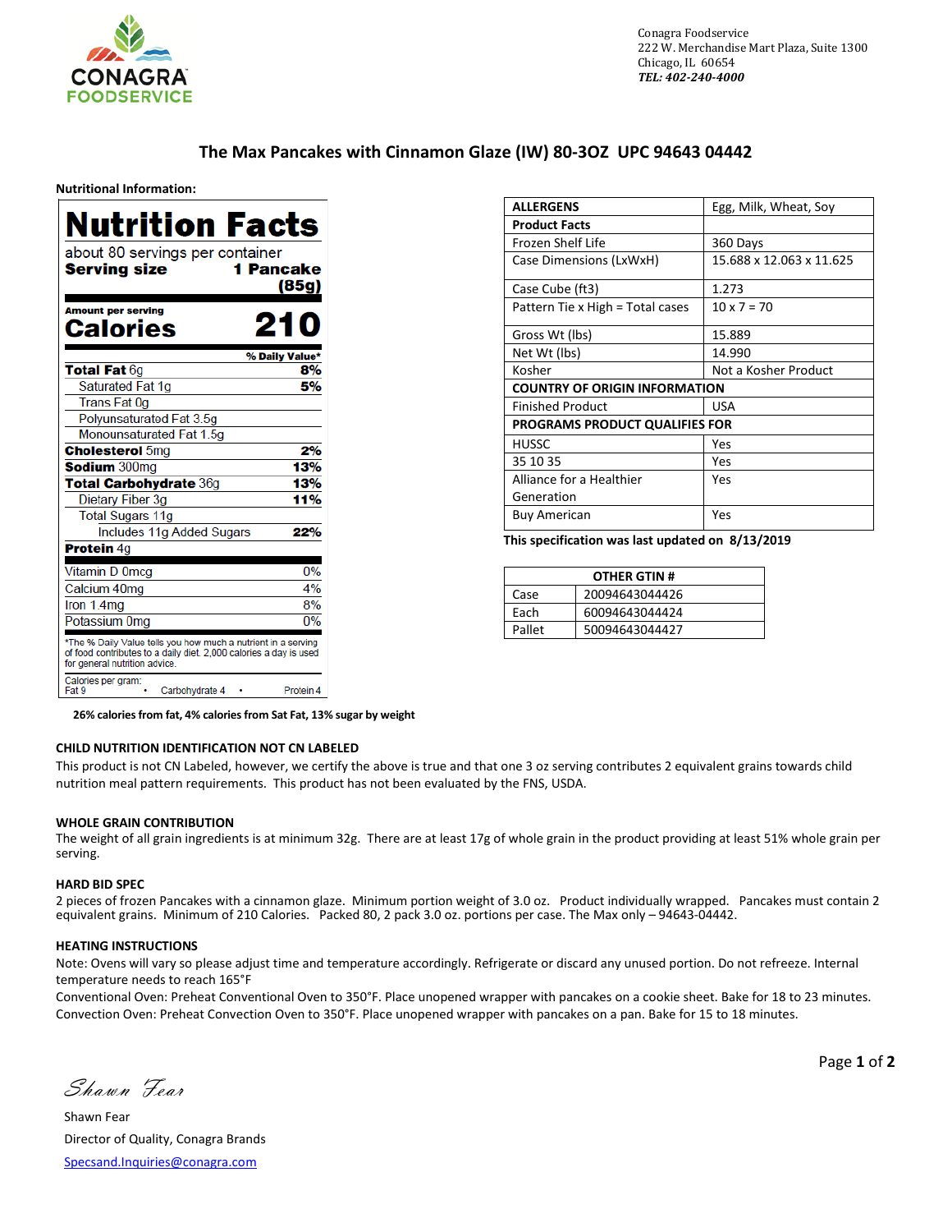CONAGRA FOODSERVICE

Conagra Foodservice
222 W. Merchandise Mart Plaza, Suite 1300
Chicago, IL 60654
***TEL: 402-240-4000***

## The Max Pancakes with Cinnamon Glaze (IW) 80-3OZ UPC 94643 04442

**Nutritional Information:**

| **Nutrition Facts** | |
|---|---|
| about 80 servings per container | |
| **Serving size** | **1 Pancake (85g)** |
| Amount per serving **Calories** | **210** |
| | **% Daily Value*** |
| **Total Fat** 6g | **8%** |
| Saturated Fat 1g | **5%** |
| Trans Fat 0g | |
| Polyunsaturated Fat 3.5g | |
| Monounsaturated Fat 1.5g | |
| **Cholesterol** 5mg | **2%** |
| **Sodium** 300mg | **13%** |
| **Total Carbohydrate** 36g | **13%** |
| Dietary Fiber 3g | **11%** |
| Total Sugars 11g | |
| Includes 11g Added Sugars | **22%** |
| **Protein** 4g | |
| Vitamin D 0mcg | 0% |
| Calcium 40mg | 4% |
| Iron 1.4mg | 8% |
| Potassium 0mg | 0% |

*The % Daily Value tells you how much a nutrient in a serving of food contributes to a daily diet. 2,000 calories a day is used for general nutrition advice.

Calories per gram:
Fat 9 • Carbohydrate 4 • Protein 4

**26% calories from fat, 4% calories from Sat Fat, 13% sugar by weight**

| **ALLERGENS** | Egg, Milk, Wheat, Soy |
|---|---|
| **Product Facts** | |
| Frozen Shelf Life | 360 Days |
| Case Dimensions (LxWxH) | 15.688 x 12.063 x 11.625 |
| Case Cube (ft3) | 1.273 |
| Pattern Tie x High = Total cases | 10 x 7 = 70 |
| Gross Wt (lbs) | 15.889 |
| Net Wt (lbs) | 14.990 |
| Kosher | Not a Kosher Product |
| **COUNTRY OF ORIGIN INFORMATION** | |
| Finished Product | USA |
| **PROGRAMS PRODUCT QUALIFIES FOR** | |
| HUSSC | Yes |
| 35 10 35 | Yes |
| Alliance for a Healthier Generation | Yes |
| Buy American | Yes |

**This specification was last updated on 8/13/2019**

| **OTHER GTIN #** | |
|---|---|
| Case | 20094643044426 |
| Each | 60094643044424 |
| Pallet | 50094643044427 |

### CHILD NUTRITION IDENTIFICATION NOT CN LABELED

This product is not CN Labeled, however, we certify the above is true and that one 3 oz serving contributes 2 equivalent grains towards child nutrition meal pattern requirements. This product has not been evaluated by the FNS, USDA.

### WHOLE GRAIN CONTRIBUTION

The weight of all grain ingredients is at minimum 32g. There are at least 17g of whole grain in the product providing at least 51% whole grain per serving.

### HARD BID SPEC

2 pieces of frozen Pancakes with a cinnamon glaze. Minimum portion weight of 3.0 oz. Product individually wrapped. Pancakes must contain 2 equivalent grains. Minimum of 210 Calories. Packed 80, 2 pack 3.0 oz. portions per case. The Max only – 94643-04442.

### HEATING INSTRUCTIONS

Note: Ovens will vary so please adjust time and temperature accordingly. Refrigerate or discard any unused portion. Do not refreeze. Internal temperature needs to reach 165°F

Conventional Oven: Preheat Conventional Oven to 350°F. Place unopened wrapper with pancakes on a cookie sheet. Bake for 18 to 23 minutes.

Convection Oven: Preheat Convection Oven to 350°F. Place unopened wrapper with pancakes on a pan. Bake for 15 to 18 minutes.

*Shawn Fear*

Shawn Fear
Director of Quality, Conagra Brands
[Specsand.Inquiries@conagra.com](mailto:Specsand.Inquiries@conagra.com)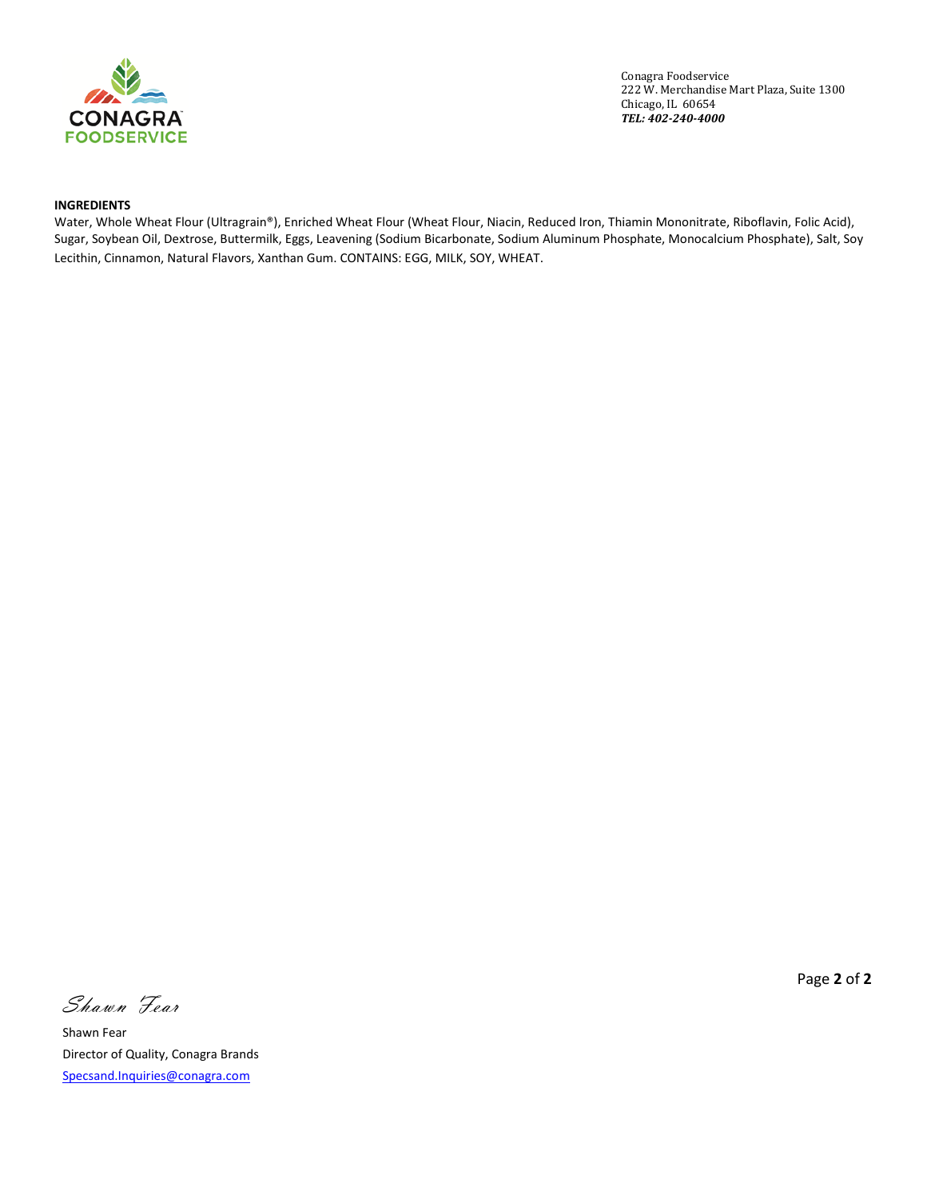Conagra Foodservice
222 W. Merchandise Mart Plaza, Suite 1300
Chicago, IL 60654
***TEL: 402-240-4000***

**INGREDIENTS**

Water, Whole Wheat Flour (Ultragrain®), Enriched Wheat Flour (Wheat Flour, Niacin, Reduced Iron, Thiamin Mononitrate, Riboflavin, Folic Acid), Sugar, Soybean Oil, Dextrose, Buttermilk, Eggs, Leavening (Sodium Bicarbonate, Sodium Aluminum Phosphate, Monocalcium Phosphate), Salt, Soy Lecithin, Cinnamon, Natural Flavors, Xanthan Gum. CONTAINS: EGG, MILK, SOY, WHEAT.

*Shawn Fear*

Shawn Fear
Director of Quality, Conagra Brands
Specsand.Inquiries@conagra.com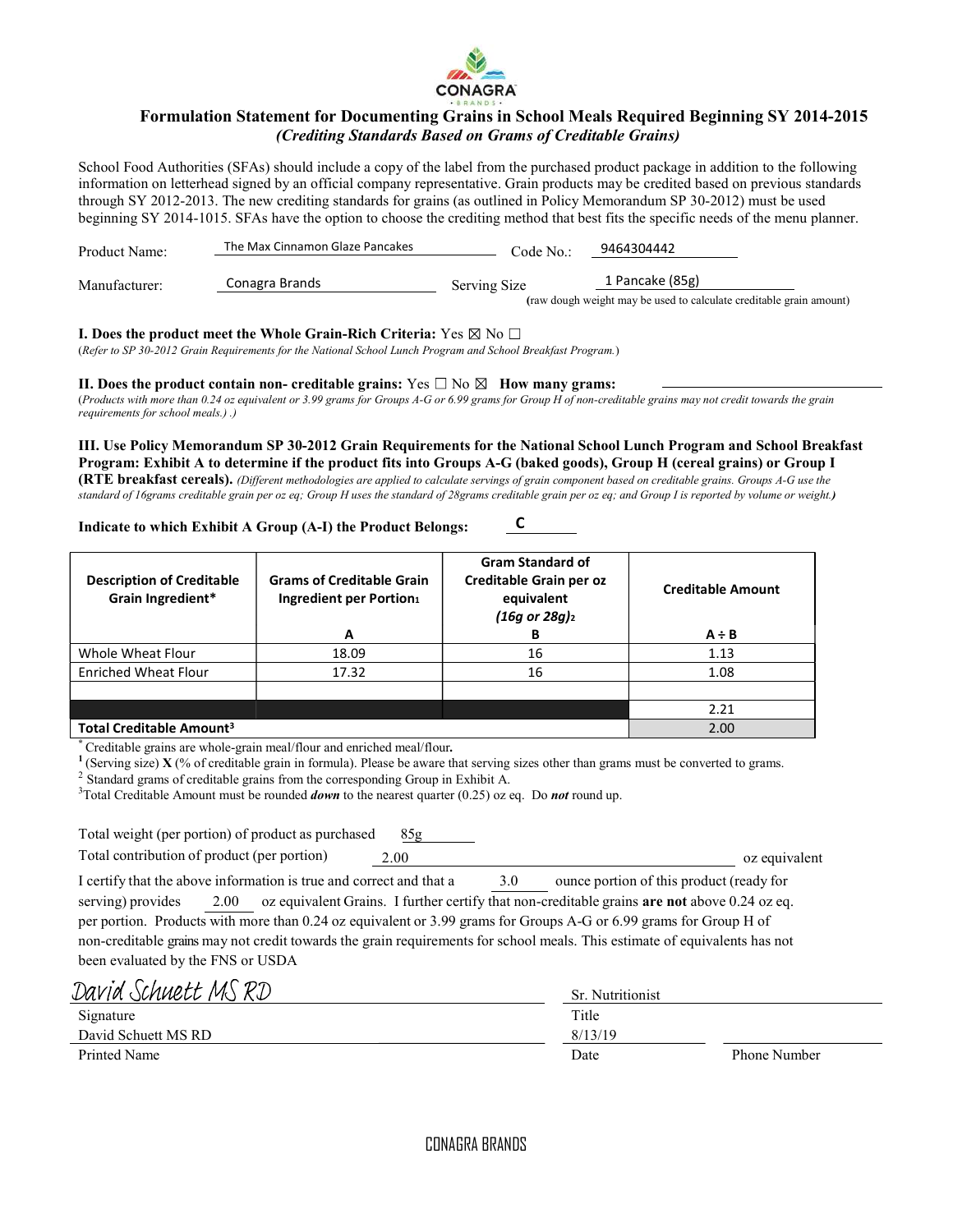CONAGRA BRANDS

# Formulation Statement for Documenting Grains in School Meals Required Beginning SY 2014-2015

### *(Crediting Standards Based on Grams of Creditable Grains)*

School Food Authorities (SFAs) should include a copy of the label from the purchased product package in addition to the following information on letterhead signed by an official company representative. Grain products may be credited based on previous standards through SY 2012-2013. The new crediting standards for grains (as outlined in Policy Memorandum SP 30-2012) must be used beginning SY 2014-1015. SFAs have the option to choose the crediting method that best fits the specific needs of the menu planner.

Product Name: The Max Cinnamon Glaze Pancakes  Code No.: 9464304442

Manufacturer: Conagra Brands  Serving Size 1 Pancake (85g)
(raw dough weight may be used to calculate creditable grain amount)

**I. Does the product meet the Whole Grain-Rich Criteria:** Yes ☒ No ☐
(*Refer to SP 30-2012 Grain Requirements for the National School Lunch Program and School Breakfast Program.*)

**II. Does the product contain non- creditable grains:** Yes ☐ No ☒ **How many grams:** ______
(*Products with more than 0.24 oz equivalent or 3.99 grams for Groups A-G or 6.99 grams for Group H of non-creditable grains may not credit towards the grain requirements for school meals.) .)*

**III. Use Policy Memorandum SP 30-2012 Grain Requirements for the National School Lunch Program and School Breakfast Program: Exhibit A to determine if the product fits into Groups A-G (baked goods), Group H (cereal grains) or Group I (RTE breakfast cereals).** *(Different methodologies are applied to calculate servings of grain component based on creditable grains. Groups A-G use the standard of 16grams creditable grain per oz eq; Group H uses the standard of 28grams creditable grain per oz eq; and Group I is reported by volume or weight.)*

**Indicate to which Exhibit A Group (A-I) the Product Belongs:** C

| Description of Creditable Grain Ingredient* | Grams of Creditable Grain Ingredient per Portion[1] | Gram Standard of Creditable Grain per oz equivalent (16g or 28g)[2] | Creditable Amount |
|---|---|---|---|
| | A | B | A ÷ B |
| Whole Wheat Flour | 18.09 | 16 | 1.13 |
| Enriched Wheat Flour | 17.32 | 16 | 1.08 |
| | | | |
| | | | 2.21 |
| **Total Creditable Amount[3]** | | | 2.00 |

\* Creditable grains are whole-grain meal/flour and enriched meal/flour**.**
[1] (Serving size) **X** (% of creditable grain in formula). Please be aware that serving sizes other than grams must be converted to grams.
[2] Standard grams of creditable grains from the corresponding Group in Exhibit A.
[3] Total Creditable Amount must be rounded ***down*** to the nearest quarter (0.25) oz eq. Do ***not*** round up.

Total weight (per portion) of product as purchased 85g
Total contribution of product (per portion) 2.00 oz equivalent

I certify that the above information is true and correct and that a 3.0 ounce portion of this product (ready for serving) provides 2.00 oz equivalent Grains. I further certify that non-creditable grains **are not** above 0.24 oz eq. per portion. Products with more than 0.24 oz equivalent or 3.99 grams for Groups A-G or 6.99 grams for Group H of non-creditable grains may not credit towards the grain requirements for school meals. This estimate of equivalents has not been evaluated by the FNS or USDA

| | |
|---|---|
| David Schuett MS RD | Sr. Nutritionist |
| Signature | Title |
| David Schuett MS RD | 8/13/19 |
| Printed Name | Date | Phone Number |

CONAGRA BRANDS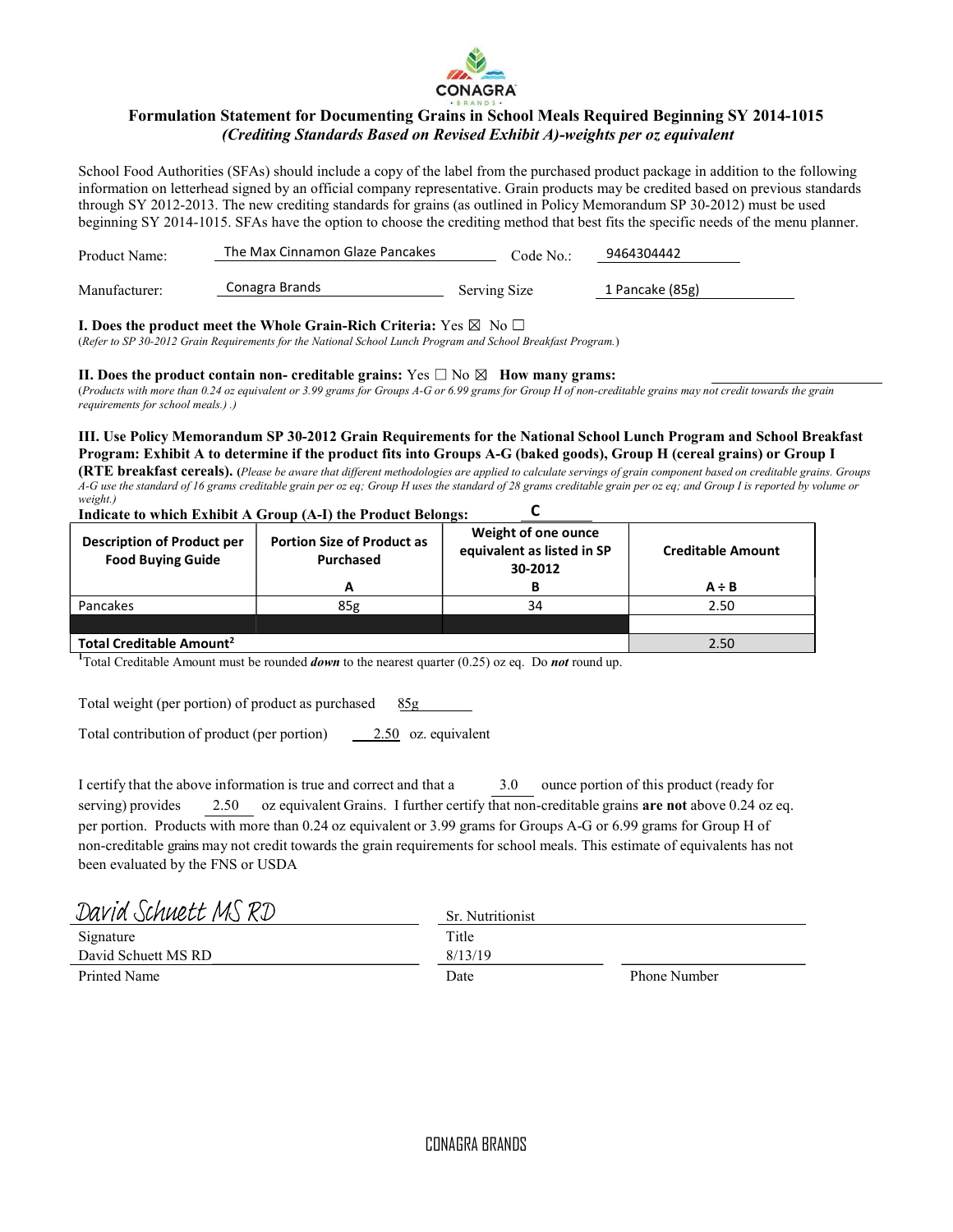CONAGRA BRANDS

## Formulation Statement for Documenting Grains in School Meals Required Beginning SY 2014-1015
### *(Crediting Standards Based on Revised Exhibit A)-weights per oz equivalent*

School Food Authorities (SFAs) should include a copy of the label from the purchased product package in addition to the following information on letterhead signed by an official company representative. Grain products may be credited based on previous standards through SY 2012-2013. The new crediting standards for grains (as outlined in Policy Memorandum SP 30-2012) must be used beginning SY 2014-1015. SFAs have the option to choose the crediting method that best fits the specific needs of the menu planner.

Product Name: The Max Cinnamon Glaze Pancakes Code No.: 9464304442

Manufacturer: Conagra Brands Serving Size 1 Pancake (85g)

**I. Does the product meet the Whole Grain-Rich Criteria:** Yes ☒ No ☐
(*Refer to SP 30-2012 Grain Requirements for the National School Lunch Program and School Breakfast Program.*)

**II. Does the product contain non- creditable grains:** Yes ☐ No ☒ **How many grams:**
(*Products with more than 0.24 oz equivalent or 3.99 grams for Groups A-G or 6.99 grams for Group H of non-creditable grains may not credit towards the grain requirements for school meals.) .)*

**III. Use Policy Memorandum SP 30-2012 Grain Requirements for the National School Lunch Program and School Breakfast Program: Exhibit A to determine if the product fits into Groups A-G (baked goods), Group H (cereal grains) or Group I (RTE breakfast cereals).** (*Please be aware that different methodologies are applied to calculate servings of grain component based on creditable grains. Groups A-G use the standard of 16 grams creditable grain per oz eq; Group H uses the standard of 28 grams creditable grain per oz eq; and Group I is reported by volume or weight.)*

**Indicate to which Exhibit A Group (A-I) the Product Belongs:** C

| Description of Product per Food Buying Guide | Portion Size of Product as Purchased<br>A | Weight of one ounce equivalent as listed in SP 30-2012<br>B | Creditable Amount<br>A ÷ B |
|---|---|---|---|
| Pancakes | 85g | 34 | 2.50 |
| | | | |
| **Total Creditable Amount[2]** | | | 2.50 |

[1]Total Creditable Amount must be rounded ***down*** to the nearest quarter (0.25) oz eq. Do ***not*** round up.

Total weight (per portion) of product as purchased 85g

Total contribution of product (per portion) 2.50 oz. equivalent

I certify that the above information is true and correct and that a 3.0 ounce portion of this product (ready for serving) provides 2.50 oz equivalent Grains. I further certify that non-creditable grains **are not** above 0.24 oz eq. per portion. Products with more than 0.24 oz equivalent or 3.99 grams for Groups A-G or 6.99 grams for Group H of non-creditable grains may not credit towards the grain requirements for school meals. This estimate of equivalents has not been evaluated by the FNS or USDA

| | | |
|---|---|---|
| *David Schuett MS RD* | Sr. Nutritionist | |
| Signature | Title | |
| David Schuett MS RD | 8/13/19 | |
| Printed Name | Date | Phone Number |

CONAGRA BRANDS